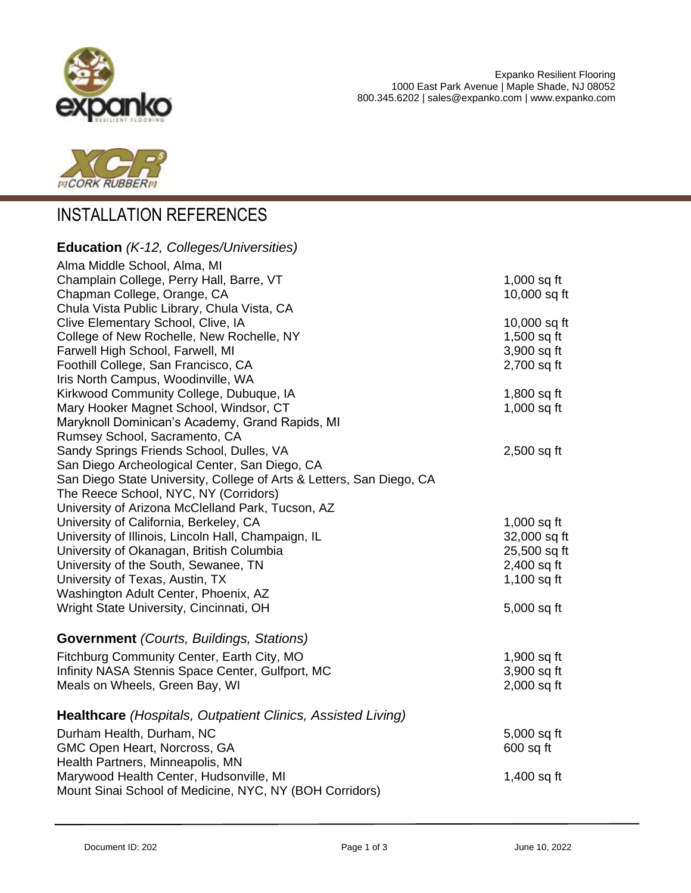Expanko Resilient Flooring
1000 East Park Avenue | Maple Shade, NJ 08052
800.345.6202 | sales@expanko.com | www.expanko.com

# INSTALLATION REFERENCES

## **Education** *(K-12, Colleges/Universities)*

| | |
|---|---|
| Alma Middle School, Alma, MI | |
| Champlain College, Perry Hall, Barre, VT | 1,000 sq ft |
| Chapman College, Orange, CA | 10,000 sq ft |
| Chula Vista Public Library, Chula Vista, CA | |
| Clive Elementary School, Clive, IA | 10,000 sq ft |
| College of New Rochelle, New Rochelle, NY | 1,500 sq ft |
| Farwell High School, Farwell, MI | 3,900 sq ft |
| Foothill College, San Francisco, CA | 2,700 sq ft |
| Iris North Campus, Woodinville, WA | |
| Kirkwood Community College, Dubuque, IA | 1,800 sq ft |
| Mary Hooker Magnet School, Windsor, CT | 1,000 sq ft |
| Maryknoll Dominican's Academy, Grand Rapids, MI | |
| Rumsey School, Sacramento, CA | |
| Sandy Springs Friends School, Dulles, VA | 2,500 sq ft |
| San Diego Archeological Center, San Diego, CA | |
| San Diego State University, College of Arts & Letters, San Diego, CA | |
| The Reece School, NYC, NY (Corridors) | |
| University of Arizona McClelland Park, Tucson, AZ | |
| University of California, Berkeley, CA | 1,000 sq ft |
| University of Illinois, Lincoln Hall, Champaign, IL | 32,000 sq ft |
| University of Okanagan, British Columbia | 25,500 sq ft |
| University of the South, Sewanee, TN | 2,400 sq ft |
| University of Texas, Austin, TX | 1,100 sq ft |
| Washington Adult Center, Phoenix, AZ | |
| Wright State University, Cincinnati, OH | 5,000 sq ft |

## **Government** *(Courts, Buildings, Stations)*

| | |
|---|---|
| Fitchburg Community Center, Earth City, MO | 1,900 sq ft |
| Infinity NASA Stennis Space Center, Gulfport, MC | 3,900 sq ft |
| Meals on Wheels, Green Bay, WI | 2,000 sq ft |

## **Healthcare** *(Hospitals, Outpatient Clinics, Assisted Living)*

| | |
|---|---|
| Durham Health, Durham, NC | 5,000 sq ft |
| GMC Open Heart, Norcross, GA | 600 sq ft |
| Health Partners, Minneapolis, MN | |
| Marywood Health Center, Hudsonville, MI | 1,400 sq ft |
| Mount Sinai School of Medicine, NYC, NY (BOH Corridors) | |

Document ID: 202 June 10, 2022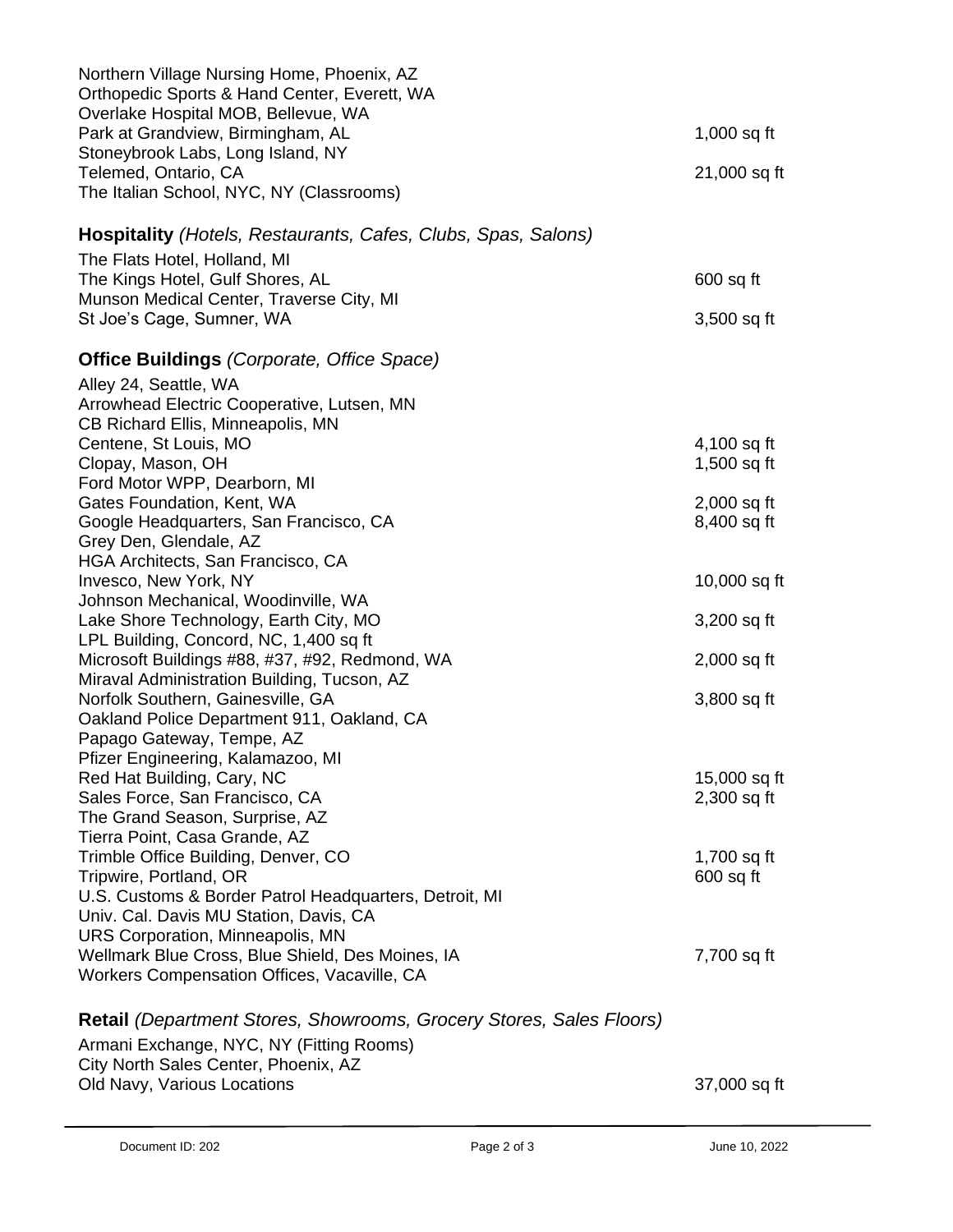| | |
|---|---|
| Northern Village Nursing Home, Phoenix, AZ | |
| Orthopedic Sports & Hand Center, Everett, WA | |
| Overlake Hospital MOB, Bellevue, WA | |
| Park at Grandview, Birmingham, AL | 1,000 sq ft |
| Stoneybrook Labs, Long Island, NY | |
| Telemed, Ontario, CA | 21,000 sq ft |
| The Italian School, NYC, NY (Classrooms) | |

### **Hospitality** *(Hotels, Restaurants, Cafes, Clubs, Spas, Salons)*

| | |
|---|---|
| The Flats Hotel, Holland, MI | |
| The Kings Hotel, Gulf Shores, AL | 600 sq ft |
| Munson Medical Center, Traverse City, MI | |
| St Joe's Cage, Sumner, WA | 3,500 sq ft |

### **Office Buildings** *(Corporate, Office Space)*

| | |
|---|---|
| Alley 24, Seattle, WA | |
| Arrowhead Electric Cooperative, Lutsen, MN | |
| CB Richard Ellis, Minneapolis, MN | |
| Centene, St Louis, MO | 4,100 sq ft |
| Clopay, Mason, OH | 1,500 sq ft |
| Ford Motor WPP, Dearborn, MI | |
| Gates Foundation, Kent, WA | 2,000 sq ft |
| Google Headquarters, San Francisco, CA | 8,400 sq ft |
| Grey Den, Glendale, AZ | |
| HGA Architects, San Francisco, CA | |
| Invesco, New York, NY | 10,000 sq ft |
| Johnson Mechanical, Woodinville, WA | |
| Lake Shore Technology, Earth City, MO | 3,200 sq ft |
| LPL Building, Concord, NC, 1,400 sq ft | |
| Microsoft Buildings #88, #37, #92, Redmond, WA | 2,000 sq ft |
| Miraval Administration Building, Tucson, AZ | |
| Norfolk Southern, Gainesville, GA | 3,800 sq ft |
| Oakland Police Department 911, Oakland, CA | |
| Papago Gateway, Tempe, AZ | |
| Pfizer Engineering, Kalamazoo, MI | |
| Red Hat Building, Cary, NC | 15,000 sq ft |
| Sales Force, San Francisco, CA | 2,300 sq ft |
| The Grand Season, Surprise, AZ | |
| Tierra Point, Casa Grande, AZ | |
| Trimble Office Building, Denver, CO | 1,700 sq ft |
| Tripwire, Portland, OR | 600 sq ft |
| U.S. Customs & Border Patrol Headquarters, Detroit, MI | |
| Univ. Cal. Davis MU Station, Davis, CA | |
| URS Corporation, Minneapolis, MN | |
| Wellmark Blue Cross, Blue Shield, Des Moines, IA | 7,700 sq ft |
| Workers Compensation Offices, Vacaville, CA | |

### **Retail** *(Department Stores, Showrooms, Grocery Stores, Sales Floors)*

| | |
|---|---|
| Armani Exchange, NYC, NY (Fitting Rooms) | |
| City North Sales Center, Phoenix, AZ | |
| Old Navy, Various Locations | 37,000 sq ft |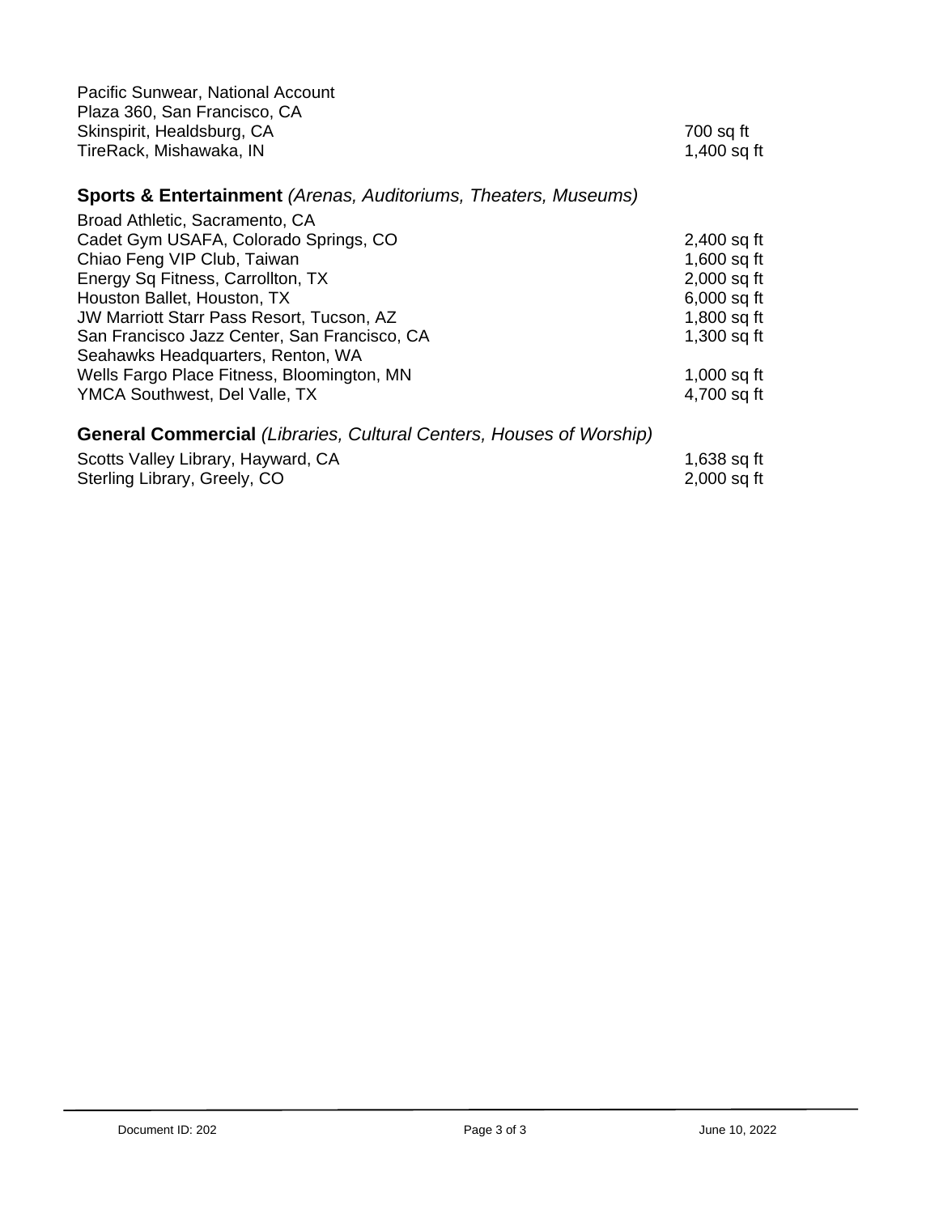| | |
|---|---|
| Pacific Sunwear, National Account | |
| Plaza 360, San Francisco, CA | |
| Skinspirit, Healdsburg, CA | 700 sq ft |
| TireRack, Mishawaka, IN | 1,400 sq ft |

## **Sports & Entertainment** *(Arenas, Auditoriums, Theaters, Museums)*

| | |
|---|---|
| Broad Athletic, Sacramento, CA | |
| Cadet Gym USAFA, Colorado Springs, CO | 2,400 sq ft |
| Chiao Feng VIP Club, Taiwan | 1,600 sq ft |
| Energy Sq Fitness, Carrollton, TX | 2,000 sq ft |
| Houston Ballet, Houston, TX | 6,000 sq ft |
| JW Marriott Starr Pass Resort, Tucson, AZ | 1,800 sq ft |
| San Francisco Jazz Center, San Francisco, CA | 1,300 sq ft |
| Seahawks Headquarters, Renton, WA | |
| Wells Fargo Place Fitness, Bloomington, MN | 1,000 sq ft |
| YMCA Southwest, Del Valle, TX | 4,700 sq ft |

## **General Commercial** *(Libraries, Cultural Centers, Houses of Worship)*

| | |
|---|---|
| Scotts Valley Library, Hayward, CA | 1,638 sq ft |
| Sterling Library, Greely, CO | 2,000 sq ft |